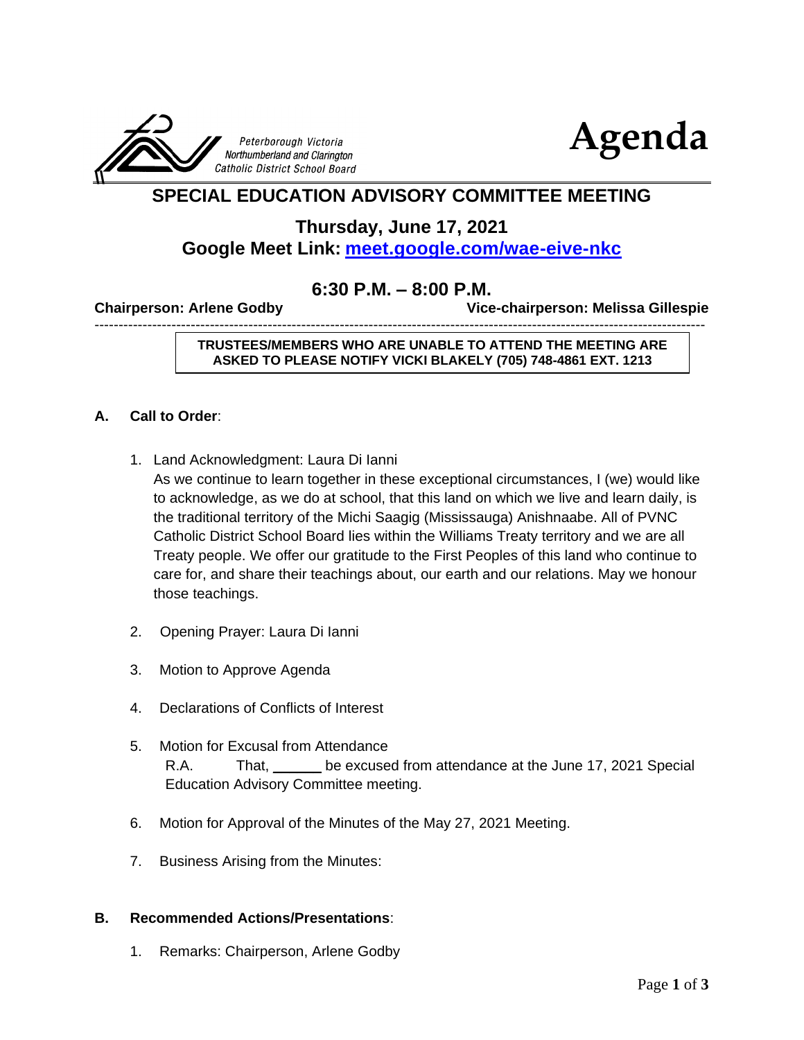Peterborough Victoria
Northumberland and Clarington
Catholic District School Board

# Agenda

## SPECIAL EDUCATION ADVISORY COMMITTEE MEETING

**Thursday, June 17, 2021**

**Google Meet Link: [meet.google.com/wae-eive-nkc](https://meet.google.com/wae-eive-nkc)**

**6:30 P.M. – 8:00 P.M.**

**Chairperson: Arlene Godby** **Vice-chairperson: Melissa Gillespie**

---

**TRUSTEES/MEMBERS WHO ARE UNABLE TO ATTEND THE MEETING ARE ASKED TO PLEASE NOTIFY VICKI BLAKELY (705) 748-4861 EXT. 1213**

### A. Call to Order:

1. Land Acknowledgment: Laura Di Ianni
   As we continue to learn together in these exceptional circumstances, I (we) would like to acknowledge, as we do at school, that this land on which we live and learn daily, is the traditional territory of the Michi Saagig (Mississauga) Anishnaabe. All of PVNC Catholic District School Board lies within the Williams Treaty territory and we are all Treaty people. We offer our gratitude to the First Peoples of this land who continue to care for, and share their teachings about, our earth and our relations. May we honour those teachings.

2. Opening Prayer: Laura Di Ianni

3. Motion to Approve Agenda

4. Declarations of Conflicts of Interest

5. Motion for Excusal from Attendance
   R.A. That, ______ be excused from attendance at the June 17, 2021 Special Education Advisory Committee meeting.

6. Motion for Approval of the Minutes of the May 27, 2021 Meeting.

7. Business Arising from the Minutes:

### B. Recommended Actions/Presentations:

1. Remarks: Chairperson, Arlene Godby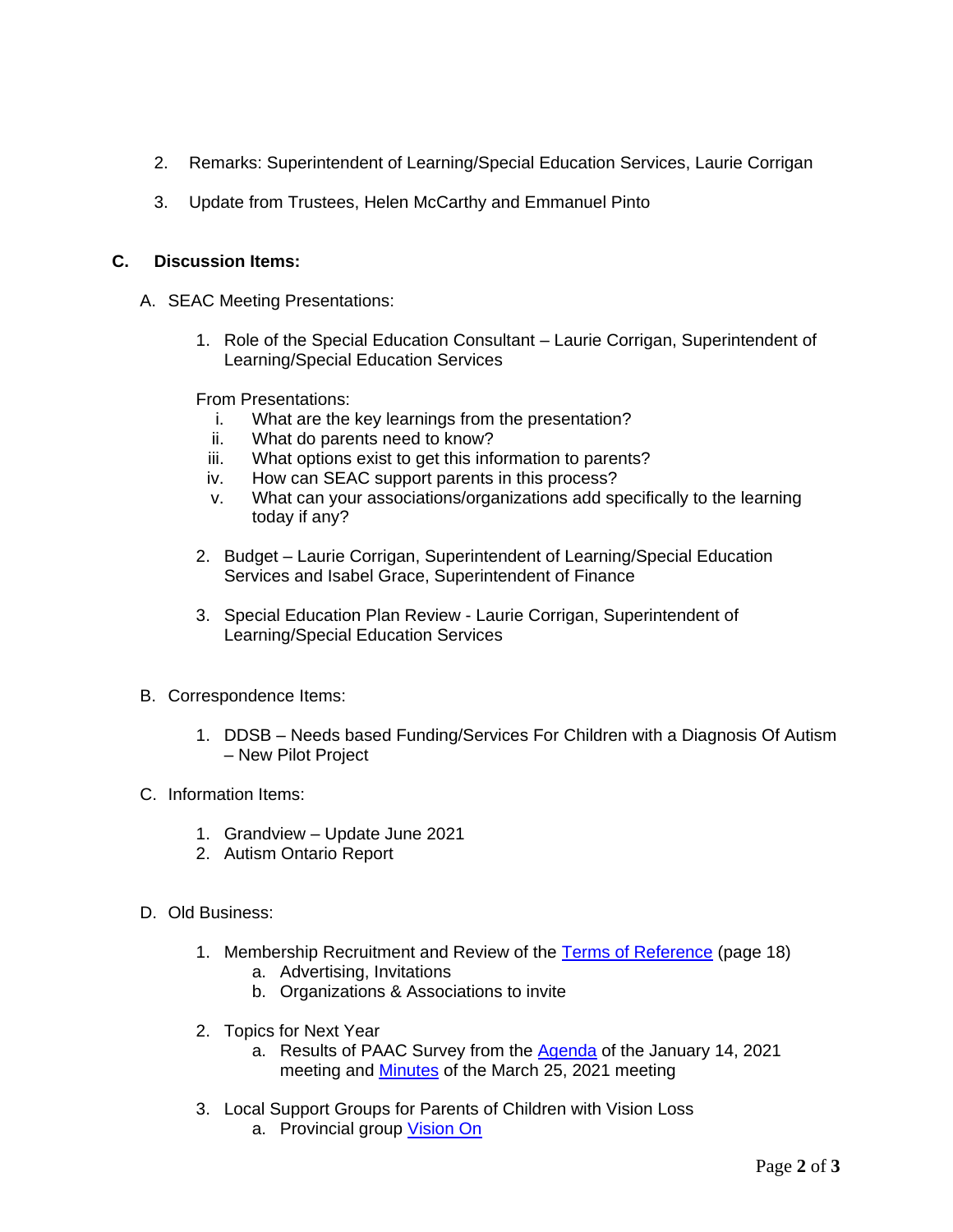2. Remarks: Superintendent of Learning/Special Education Services, Laurie Corrigan

3. Update from Trustees, Helen McCarthy and Emmanuel Pinto

## C. Discussion Items:

A. SEAC Meeting Presentations:

   1. Role of the Special Education Consultant – Laurie Corrigan, Superintendent of Learning/Special Education Services

   From Presentations:

   i. What are the key learnings from the presentation?
   ii. What do parents need to know?
   iii. What options exist to get this information to parents?
   iv. How can SEAC support parents in this process?
   v. What can your associations/organizations add specifically to the learning today if any?

   2. Budget – Laurie Corrigan, Superintendent of Learning/Special Education Services and Isabel Grace, Superintendent of Finance

   3. Special Education Plan Review - Laurie Corrigan, Superintendent of Learning/Special Education Services

B. Correspondence Items:

   1. DDSB – Needs based Funding/Services For Children with a Diagnosis Of Autism – New Pilot Project

C. Information Items:

   1. Grandview – Update June 2021
   2. Autism Ontario Report

D. Old Business:

   1. Membership Recruitment and Review of the Terms of Reference (page 18)
      a. Advertising, Invitations
      b. Organizations & Associations to invite

   2. Topics for Next Year
      a. Results of PAAC Survey from the Agenda of the January 14, 2021 meeting and Minutes of the March 25, 2021 meeting

   3. Local Support Groups for Parents of Children with Vision Loss
      a. Provincial group Vision On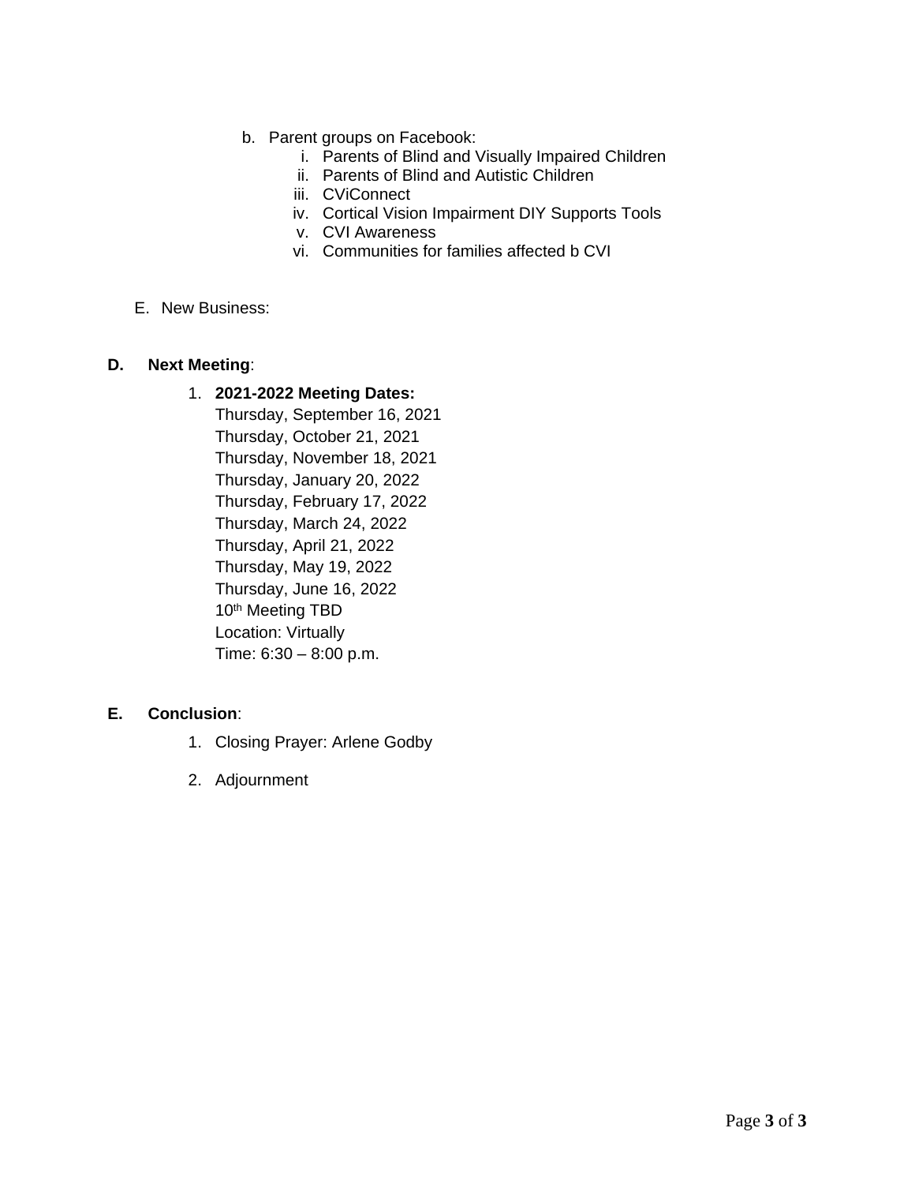b. Parent groups on Facebook:
    i. Parents of Blind and Visually Impaired Children
    ii. Parents of Blind and Autistic Children
    iii. CViConnect
    iv. Cortical Vision Impairment DIY Supports Tools
    v. CVI Awareness
    vi. Communities for families affected b CVI

E. New Business:

**D. Next Meeting**:

1. **2021-2022 Meeting Dates:**
   Thursday, September 16, 2021
   Thursday, October 21, 2021
   Thursday, November 18, 2021
   Thursday, January 20, 2022
   Thursday, February 17, 2022
   Thursday, March 24, 2022
   Thursday, April 21, 2022
   Thursday, May 19, 2022
   Thursday, June 16, 2022
   10th Meeting TBD
   Location: Virtually
   Time: 6:30 – 8:00 p.m.

**E. Conclusion**:

1. Closing Prayer: Arlene Godby
2. Adjournment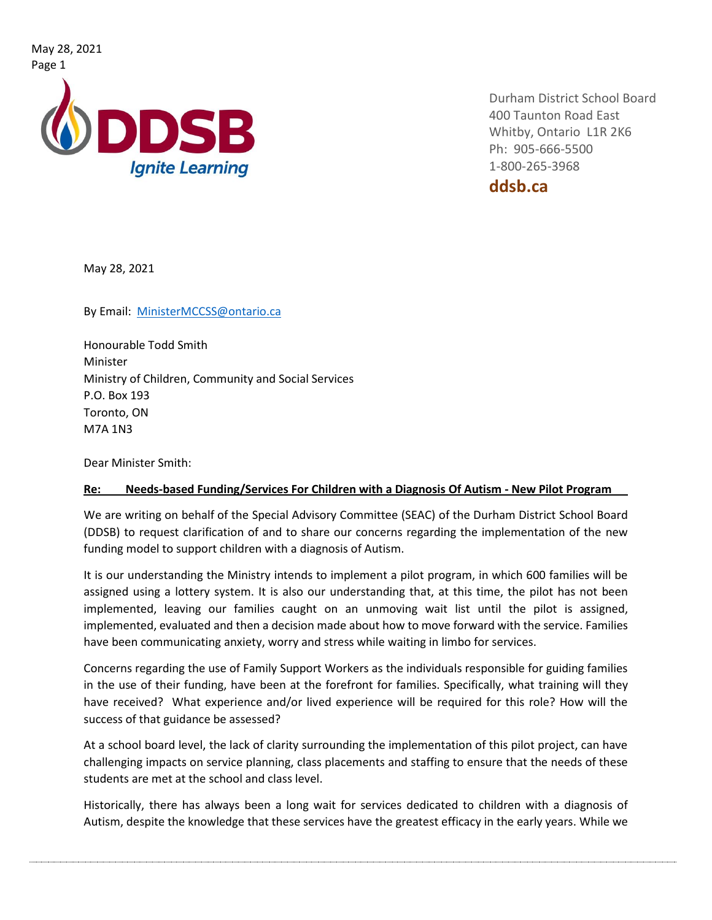Durham District School Board
400 Taunton Road East
Whitby, Ontario L1R 2K6
Ph: 905-666-5500
1-800-265-3968

**ddsb.ca**

May 28, 2021

By Email: MinisterMCCSS@ontario.ca

Honourable Todd Smith
Minister
Ministry of Children, Community and Social Services
P.O. Box 193
Toronto, ON
M7A 1N3

Dear Minister Smith:

**Re: Needs-based Funding/Services For Children with a Diagnosis Of Autism - New Pilot Program**

We are writing on behalf of the Special Advisory Committee (SEAC) of the Durham District School Board (DDSB) to request clarification of and to share our concerns regarding the implementation of the new funding model to support children with a diagnosis of Autism.

It is our understanding the Ministry intends to implement a pilot program, in which 600 families will be assigned using a lottery system. It is also our understanding that, at this time, the pilot has not been implemented, leaving our families caught on an unmoving wait list until the pilot is assigned, implemented, evaluated and then a decision made about how to move forward with the service. Families have been communicating anxiety, worry and stress while waiting in limbo for services.

Concerns regarding the use of Family Support Workers as the individuals responsible for guiding families in the use of their funding, have been at the forefront for families. Specifically, what training will they have received? What experience and/or lived experience will be required for this role? How will the success of that guidance be assessed?

At a school board level, the lack of clarity surrounding the implementation of this pilot project, can have challenging impacts on service planning, class placements and staffing to ensure that the needs of these students are met at the school and class level.

Historically, there has always been a long wait for services dedicated to children with a diagnosis of Autism, despite the knowledge that these services have the greatest efficacy in the early years. While we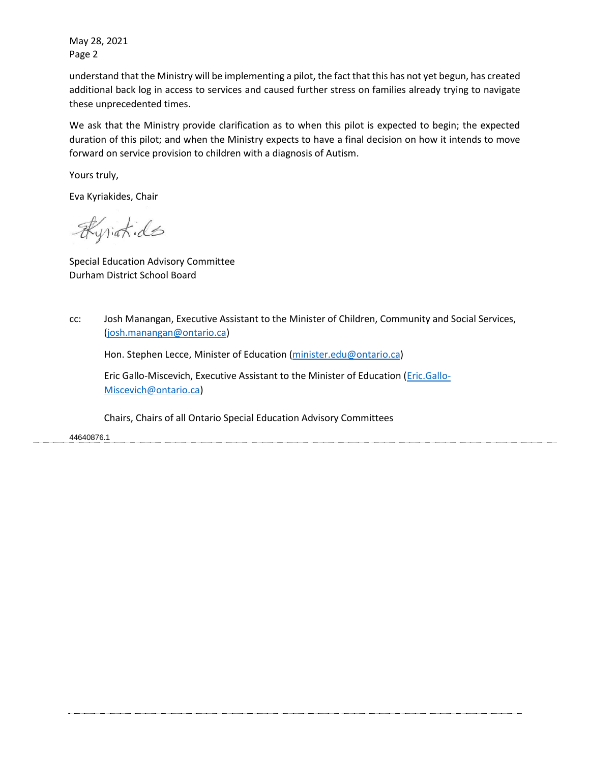understand that the Ministry will be implementing a pilot, the fact that this has not yet begun, has created additional back log in access to services and caused further stress on families already trying to navigate these unprecedented times.

We ask that the Ministry provide clarification as to when this pilot is expected to begin; the expected duration of this pilot; and when the Ministry expects to have a final decision on how it intends to move forward on service provision to children with a diagnosis of Autism.

Yours truly,

Eva Kyriakides, Chair

Special Education Advisory Committee
Durham District School Board

cc: Josh Manangan, Executive Assistant to the Minister of Children, Community and Social Services, (josh.manangan@ontario.ca)

Hon. Stephen Lecce, Minister of Education (minister.edu@ontario.ca)

Eric Gallo-Miscevich, Executive Assistant to the Minister of Education (Eric.Gallo-Miscevich@ontario.ca)

Chairs, Chairs of all Ontario Special Education Advisory Committees

44640876.1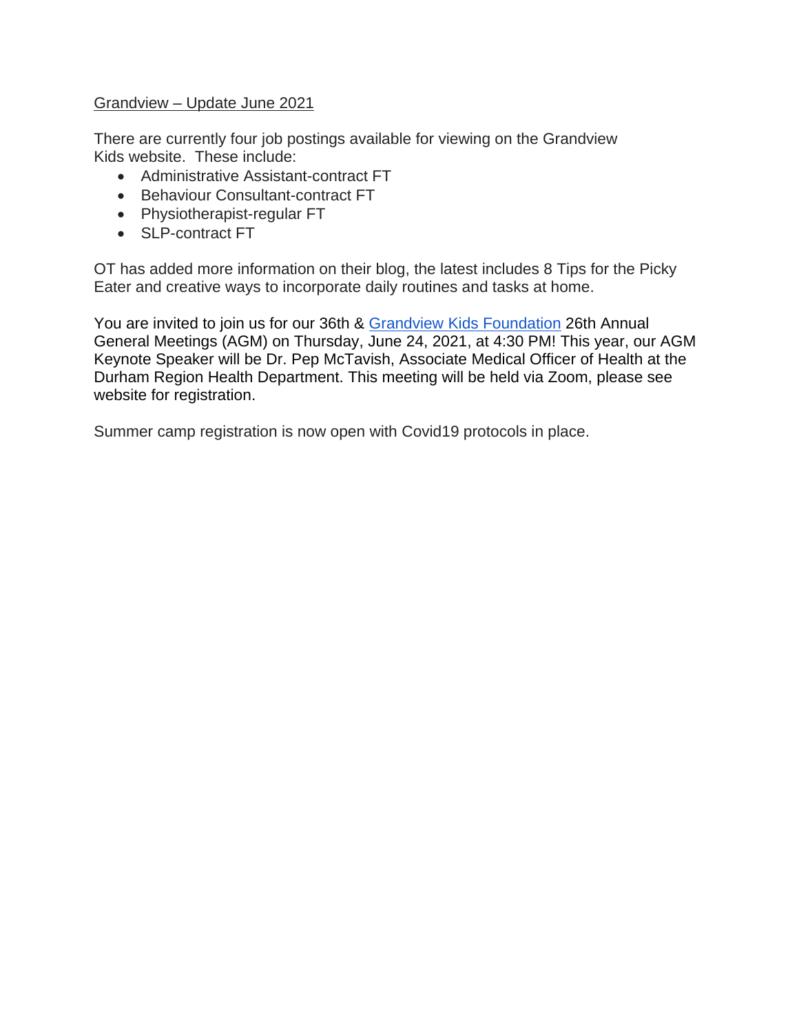Grandview – Update June 2021

There are currently four job postings available for viewing on the Grandview Kids website. These include:

- Administrative Assistant-contract FT
- Behaviour Consultant-contract FT
- Physiotherapist-regular FT
- SLP-contract FT

OT has added more information on their blog, the latest includes 8 Tips for the Picky Eater and creative ways to incorporate daily routines and tasks at home.

You are invited to join us for our 36th & Grandview Kids Foundation 26th Annual General Meetings (AGM) on Thursday, June 24, 2021, at 4:30 PM! This year, our AGM Keynote Speaker will be Dr. Pep McTavish, Associate Medical Officer of Health at the Durham Region Health Department. This meeting will be held via Zoom, please see website for registration.

Summer camp registration is now open with Covid19 protocols in place.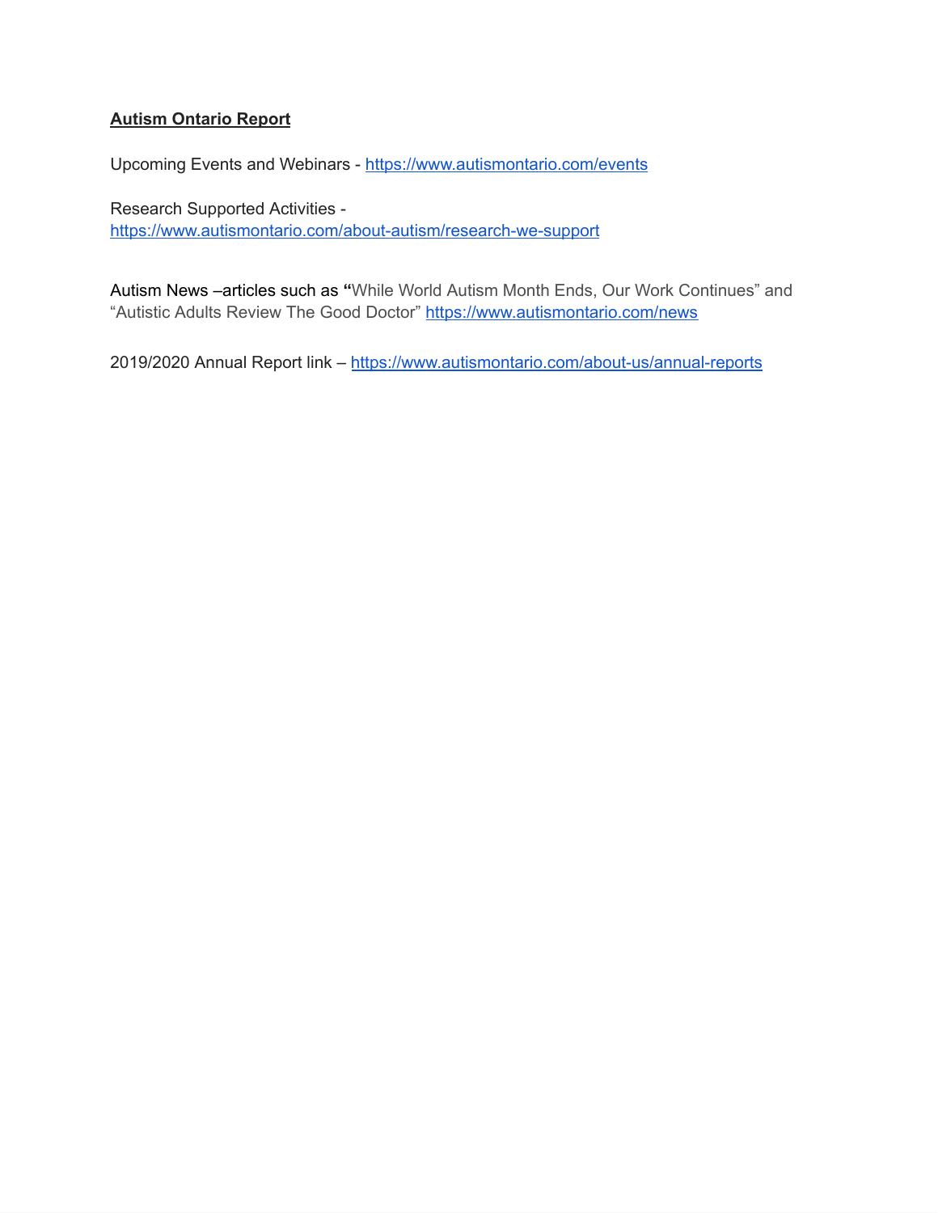**Autism Ontario Report**

Upcoming Events and Webinars - https://www.autismontario.com/events

Research Supported Activities - https://www.autismontario.com/about-autism/research-we-support

Autism News –articles such as **"**While World Autism Month Ends, Our Work Continues" and "Autistic Adults Review The Good Doctor" https://www.autismontario.com/news

2019/2020 Annual Report link – https://www.autismontario.com/about-us/annual-reports